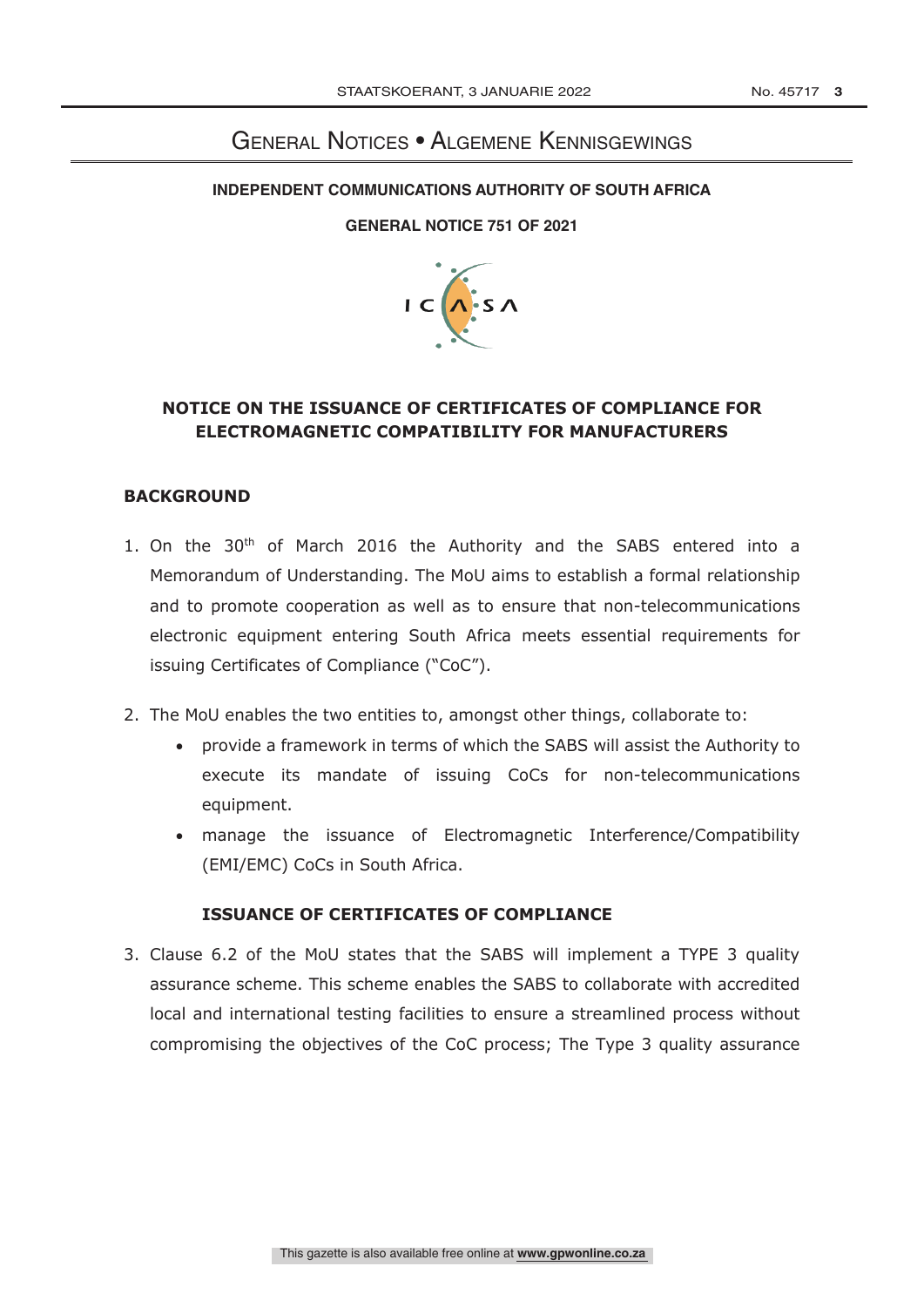# General Notices • Algemene Kennisgewings

**INDEPENDENT COMMUNICATIONS AUTHORITY OF SOUTH AFRICA**

**GENERAL NOTICE 751 OF 2021**

## NOTICE ON THE ISSUANCE OF CERTIFICATES OF COMPLIANCE FOR ELECTROMAGNETIC COMPATIBILITY FOR MANUFACTURERS

### BACKGROUND

1. On the 30th of March 2016 the Authority and the SABS entered into a Memorandum of Understanding. The MoU aims to establish a formal relationship and to promote cooperation as well as to ensure that non-telecommunications electronic equipment entering South Africa meets essential requirements for issuing Certificates of Compliance ("CoC").

2. The MoU enables the two entities to, amongst other things, collaborate to:
   - provide a framework in terms of which the SABS will assist the Authority to execute its mandate of issuing CoCs for non-telecommunications equipment.
   - manage the issuance of Electromagnetic Interference/Compatibility (EMI/EMC) CoCs in South Africa.

### ISSUANCE OF CERTIFICATES OF COMPLIANCE

3. Clause 6.2 of the MoU states that the SABS will implement a TYPE 3 quality assurance scheme. This scheme enables the SABS to collaborate with accredited local and international testing facilities to ensure a streamlined process without compromising the objectives of the CoC process; The Type 3 quality assurance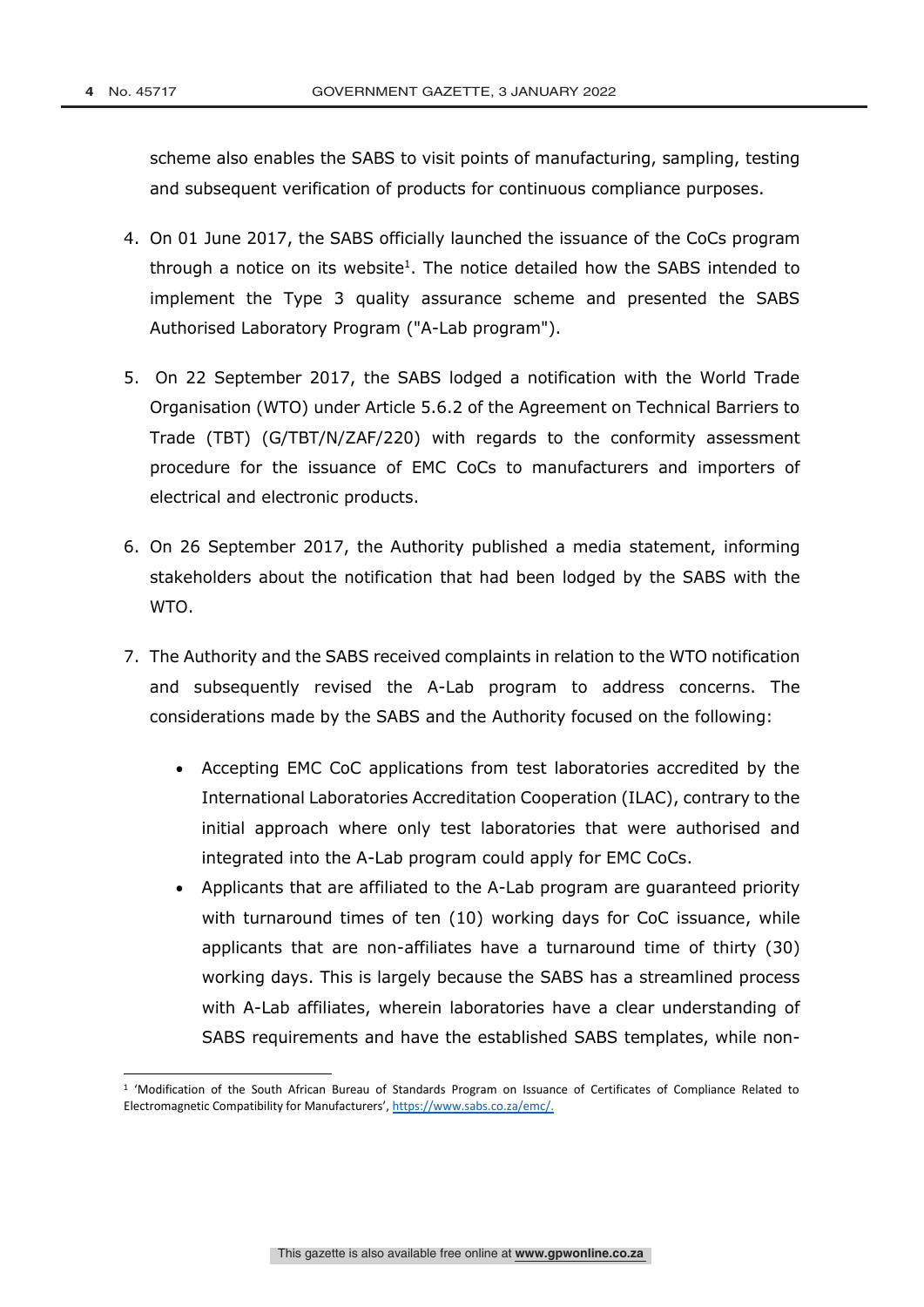scheme also enables the SABS to visit points of manufacturing, sampling, testing and subsequent verification of products for continuous compliance purposes.

4. On 01 June 2017, the SABS officially launched the issuance of the CoCs program through a notice on its website[1]. The notice detailed how the SABS intended to implement the Type 3 quality assurance scheme and presented the SABS Authorised Laboratory Program ("A-Lab program").

5. On 22 September 2017, the SABS lodged a notification with the World Trade Organisation (WTO) under Article 5.6.2 of the Agreement on Technical Barriers to Trade (TBT) (G/TBT/N/ZAF/220) with regards to the conformity assessment procedure for the issuance of EMC CoCs to manufacturers and importers of electrical and electronic products.

6. On 26 September 2017, the Authority published a media statement, informing stakeholders about the notification that had been lodged by the SABS with the WTO.

7. The Authority and the SABS received complaints in relation to the WTO notification and subsequently revised the A-Lab program to address concerns. The considerations made by the SABS and the Authority focused on the following:

    - Accepting EMC CoC applications from test laboratories accredited by the International Laboratories Accreditation Cooperation (ILAC), contrary to the initial approach where only test laboratories that were authorised and integrated into the A-Lab program could apply for EMC CoCs.
    - Applicants that are affiliated to the A-Lab program are guaranteed priority with turnaround times of ten (10) working days for CoC issuance, while applicants that are non-affiliates have a turnaround time of thirty (30) working days. This is largely because the SABS has a streamlined process with A-Lab affiliates, wherein laboratories have a clear understanding of SABS requirements and have the established SABS templates, while non-

[1] 'Modification of the South African Bureau of Standards Program on Issuance of Certificates of Compliance Related to Electromagnetic Compatibility for Manufacturers', https://www.sabs.co.za/emc/.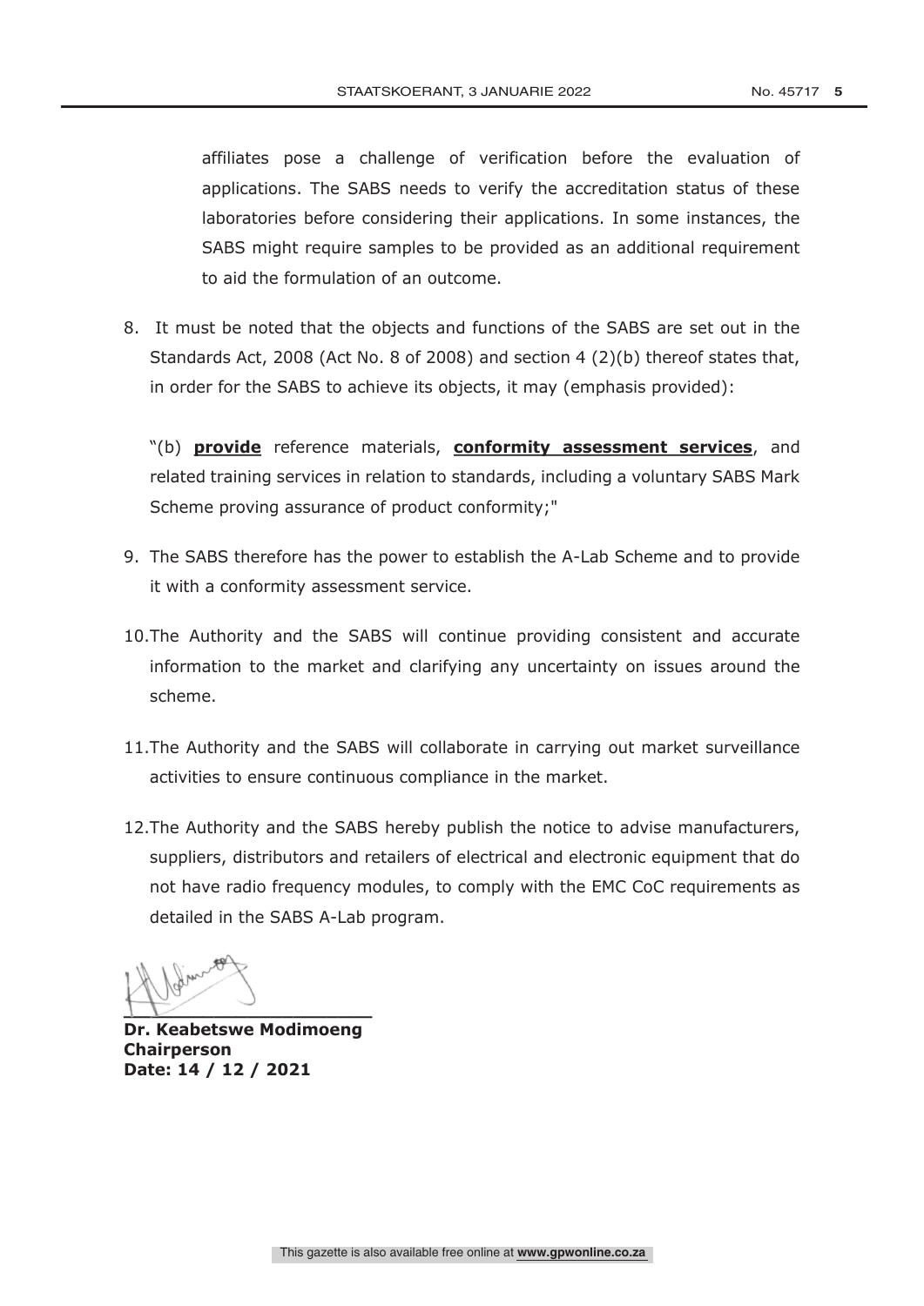affiliates pose a challenge of verification before the evaluation of applications. The SABS needs to verify the accreditation status of these laboratories before considering their applications. In some instances, the SABS might require samples to be provided as an additional requirement to aid the formulation of an outcome.

8. It must be noted that the objects and functions of the SABS are set out in the Standards Act, 2008 (Act No. 8 of 2008) and section 4 (2)(b) thereof states that, in order for the SABS to achieve its objects, it may (emphasis provided):

   "(b) **provide** reference materials, **conformity assessment services**, and related training services in relation to standards, including a voluntary SABS Mark Scheme proving assurance of product conformity;"

9. The SABS therefore has the power to establish the A-Lab Scheme and to provide it with a conformity assessment service.

10. The Authority and the SABS will continue providing consistent and accurate information to the market and clarifying any uncertainty on issues around the scheme.

11. The Authority and the SABS will collaborate in carrying out market surveillance activities to ensure continuous compliance in the market.

12. The Authority and the SABS hereby publish the notice to advise manufacturers, suppliers, distributors and retailers of electrical and electronic equipment that do not have radio frequency modules, to comply with the EMC CoC requirements as detailed in the SABS A-Lab program.

**Dr. Keabetswe Modimoeng**
**Chairperson**
**Date: 14 / 12 / 2021**